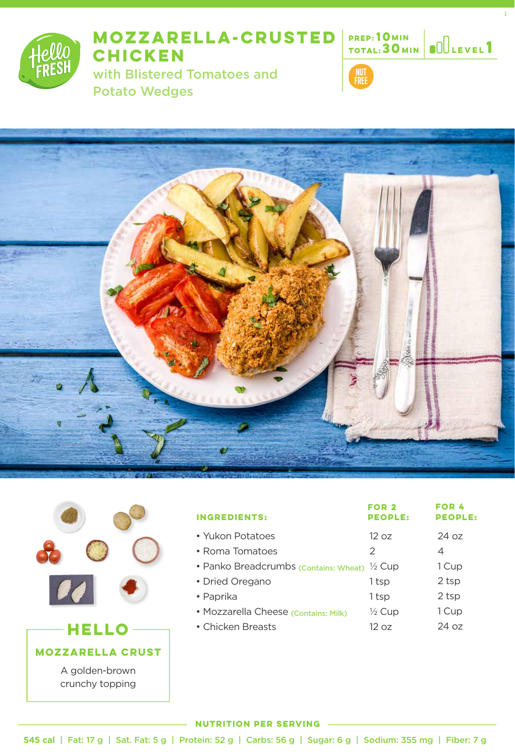# MOZZARELLA-CRUSTED CHICKEN

## with Blistered Tomatoes and Potato Wedges

**PREP:** 10 MIN
**TOTAL:** 30 MIN
LEVEL 1

NUT FREE

| INGREDIENTS: | FOR 2 PEOPLE: | FOR 4 PEOPLE: |
|---|---|---|
| • Yukon Potatoes | 12 oz | 24 oz |
| • Roma Tomatoes | 2 | 4 |
| • Panko Breadcrumbs (Contains: Wheat) | ½ Cup | 1 Cup |
| • Dried Oregano | 1 tsp | 2 tsp |
| • Paprika | 1 tsp | 2 tsp |
| • Mozzarella Cheese (Contains: Milk) | ½ Cup | 1 Cup |
| • Chicken Breasts | 12 oz | 24 oz |

## HELLO

### MOZZARELLA CRUST

A golden-brown crunchy topping

### NUTRITION PER SERVING

**545 cal** | Fat: 17 g | Sat. Fat: 5 g | Protein: 52 g | Carbs: 56 g | Sugar: 6 g | Sodium: 355 mg | Fiber: 7 g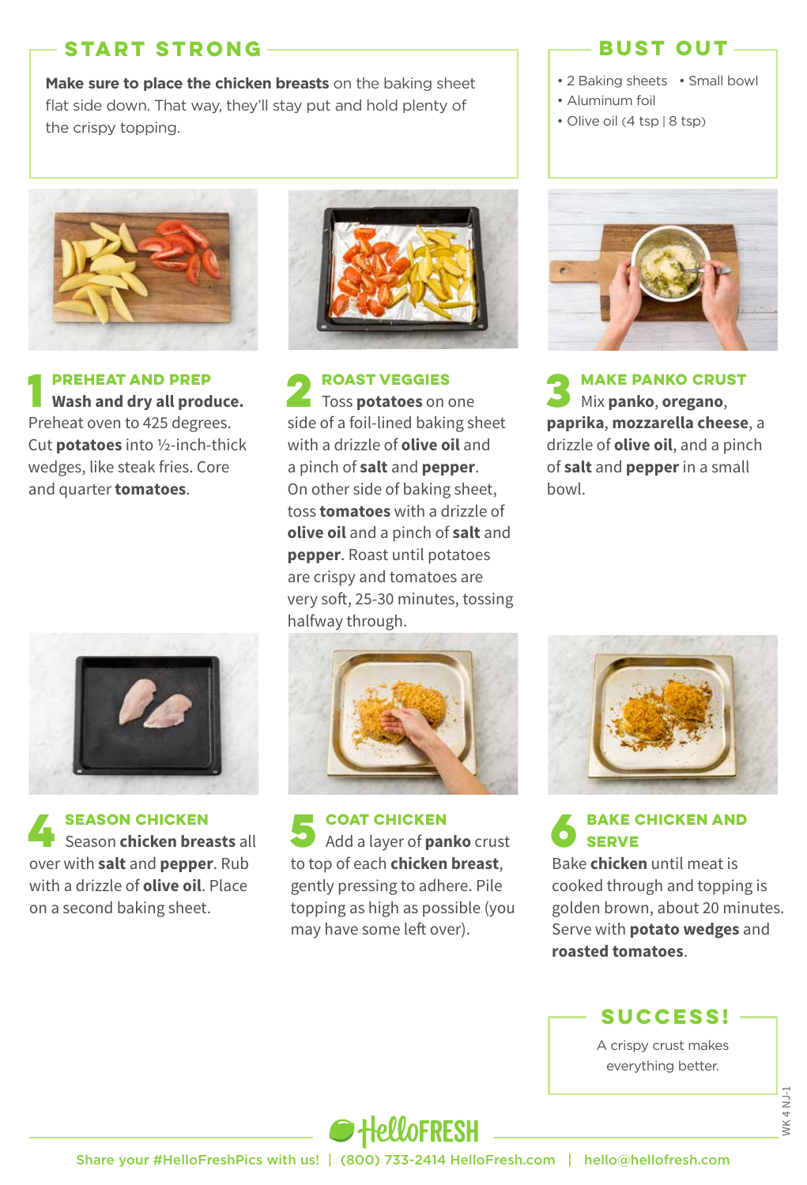## START STRONG

**Make sure to place the chicken breasts** on the baking sheet flat side down. That way, they'll stay put and hold plenty of the crispy topping.

## BUST OUT

- 2 Baking sheets
- Small bowl
- Aluminum foil
- Olive oil (4 tsp | 8 tsp)

### 1 PREHEAT AND PREP

**Wash and dry all produce.** Preheat oven to 425 degrees. Cut **potatoes** into ½-inch-thick wedges, like steak fries. Core and quarter **tomatoes**.

### 2 ROAST VEGGIES

Toss **potatoes** on one side of a foil-lined baking sheet with a drizzle of **olive oil** and a pinch of **salt** and **pepper**. On other side of baking sheet, toss **tomatoes** with a drizzle of **olive oil** and a pinch of **salt** and **pepper**. Roast until potatoes are crispy and tomatoes are very soft, 25-30 minutes, tossing halfway through.

### 3 MAKE PANKO CRUST

Mix **panko**, **oregano**, **paprika**, **mozzarella cheese**, a drizzle of **olive oil**, and a pinch of **salt** and **pepper** in a small bowl.

### 4 SEASON CHICKEN

Season **chicken breasts** all over with **salt** and **pepper**. Rub with a drizzle of **olive oil**. Place on a second baking sheet.

### 5 COAT CHICKEN

Add a layer of **panko** crust to top of each **chicken breast**, gently pressing to adhere. Pile topping as high as possible (you may have some left over).

### 6 BAKE CHICKEN AND SERVE

Bake **chicken** until meat is cooked through and topping is golden brown, about 20 minutes. Serve with **potato wedges** and **roasted tomatoes**.

## SUCCESS!

A crispy crust makes everything better.

WK 4 NJ-1

HelloFRESH

Share your #HelloFreshPics with us! | (800) 733-2414 HelloFresh.com | hello@hellofresh.com